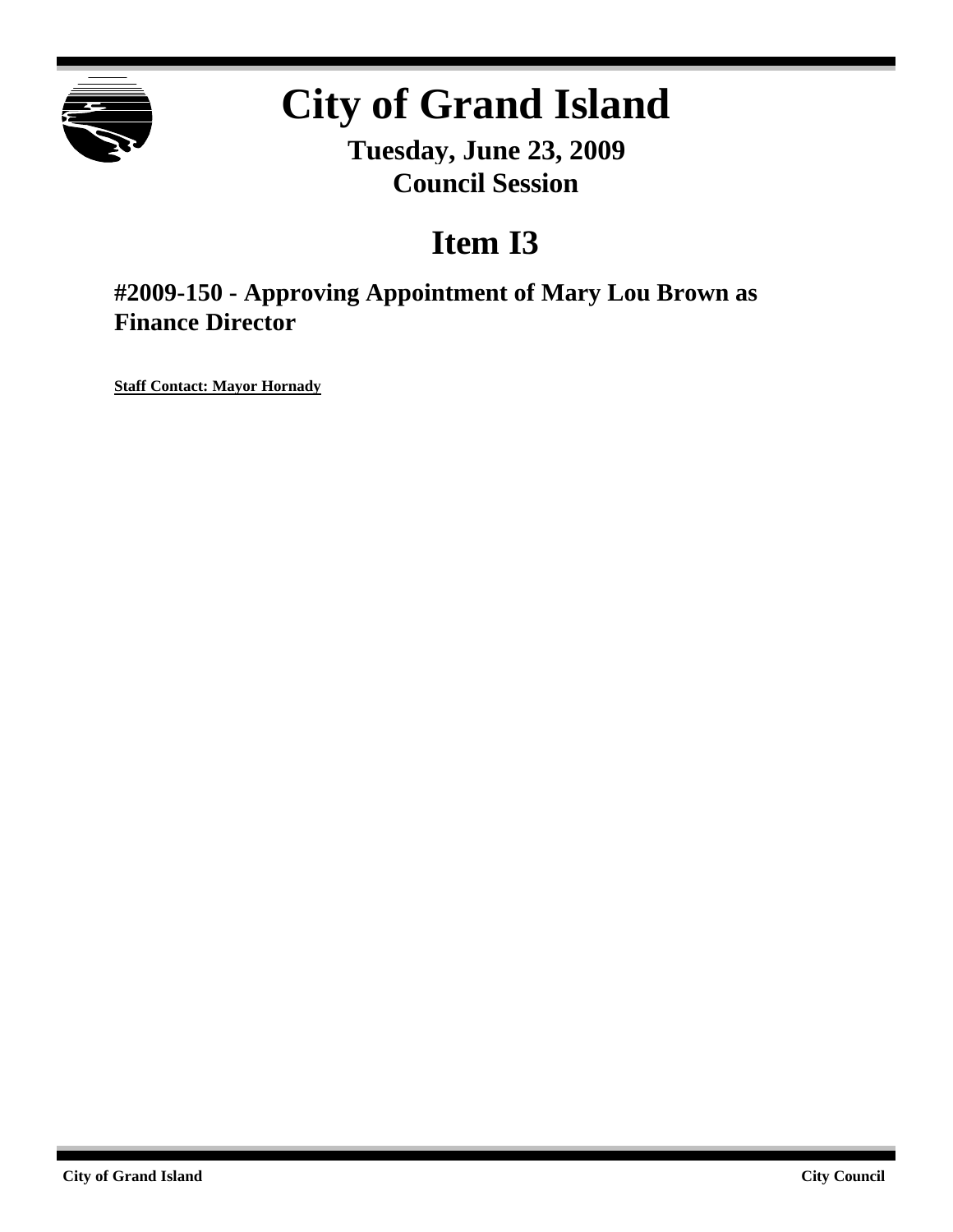# City of Grand Island

**Tuesday, June 23, 2009**
**Council Session**

## Item I3

### #2009-150 - Approving Appointment of Mary Lou Brown as Finance Director

**Staff Contact: Mayor Hornady**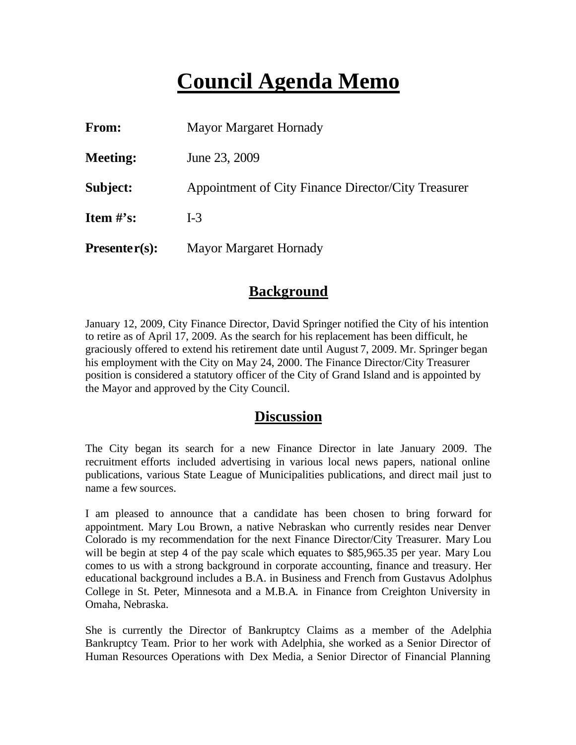# Council Agenda Memo

| | |
|---|---|
| **From:** | Mayor Margaret Hornady |
| **Meeting:** | June 23, 2009 |
| **Subject:** | Appointment of City Finance Director/City Treasurer |
| **Item #'s:** | I-3 |
| **Presenter(s):** | Mayor Margaret Hornady |

## Background

January 12, 2009, City Finance Director, David Springer notified the City of his intention to retire as of April 17, 2009. As the search for his replacement has been difficult, he graciously offered to extend his retirement date until August 7, 2009. Mr. Springer began his employment with the City on May 24, 2000. The Finance Director/City Treasurer position is considered a statutory officer of the City of Grand Island and is appointed by the Mayor and approved by the City Council.

## Discussion

The City began its search for a new Finance Director in late January 2009. The recruitment efforts included advertising in various local news papers, national online publications, various State League of Municipalities publications, and direct mail just to name a few sources.

I am pleased to announce that a candidate has been chosen to bring forward for appointment. Mary Lou Brown, a native Nebraskan who currently resides near Denver Colorado is my recommendation for the next Finance Director/City Treasurer. Mary Lou will be begin at step 4 of the pay scale which equates to $85,965.35 per year. Mary Lou comes to us with a strong background in corporate accounting, finance and treasury. Her educational background includes a B.A. in Business and French from Gustavus Adolphus College in St. Peter, Minnesota and a M.B.A. in Finance from Creighton University in Omaha, Nebraska.

She is currently the Director of Bankruptcy Claims as a member of the Adelphia Bankruptcy Team. Prior to her work with Adelphia, she worked as a Senior Director of Human Resources Operations with Dex Media, a Senior Director of Financial Planning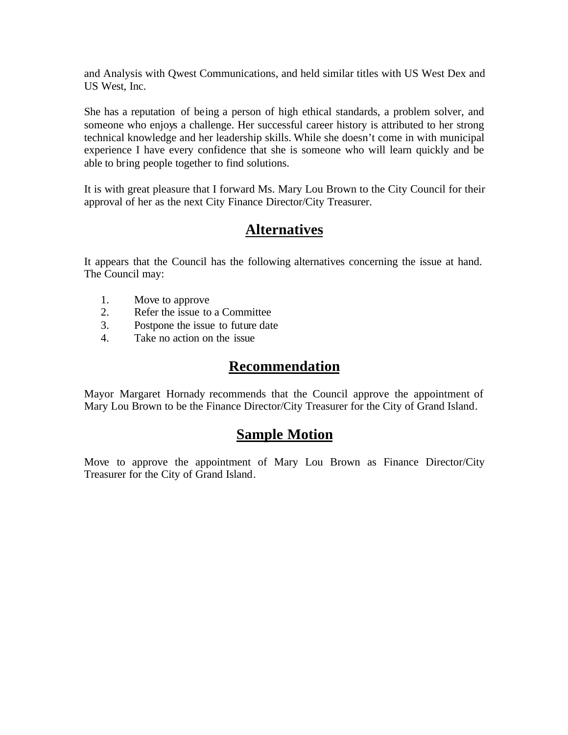and Analysis with Qwest Communications, and held similar titles with US West Dex and US West, Inc.

She has a reputation of being a person of high ethical standards, a problem solver, and someone who enjoys a challenge. Her successful career history is attributed to her strong technical knowledge and her leadership skills. While she doesn't come in with municipal experience I have every confidence that she is someone who will learn quickly and be able to bring people together to find solutions.

It is with great pleasure that I forward Ms. Mary Lou Brown to the City Council for their approval of her as the next City Finance Director/City Treasurer.

## Alternatives

It appears that the Council has the following alternatives concerning the issue at hand. The Council may:

1. Move to approve
2. Refer the issue to a Committee
3. Postpone the issue to future date
4. Take no action on the issue

## Recommendation

Mayor Margaret Hornady recommends that the Council approve the appointment of Mary Lou Brown to be the Finance Director/City Treasurer for the City of Grand Island.

## Sample Motion

Move to approve the appointment of Mary Lou Brown as Finance Director/City Treasurer for the City of Grand Island.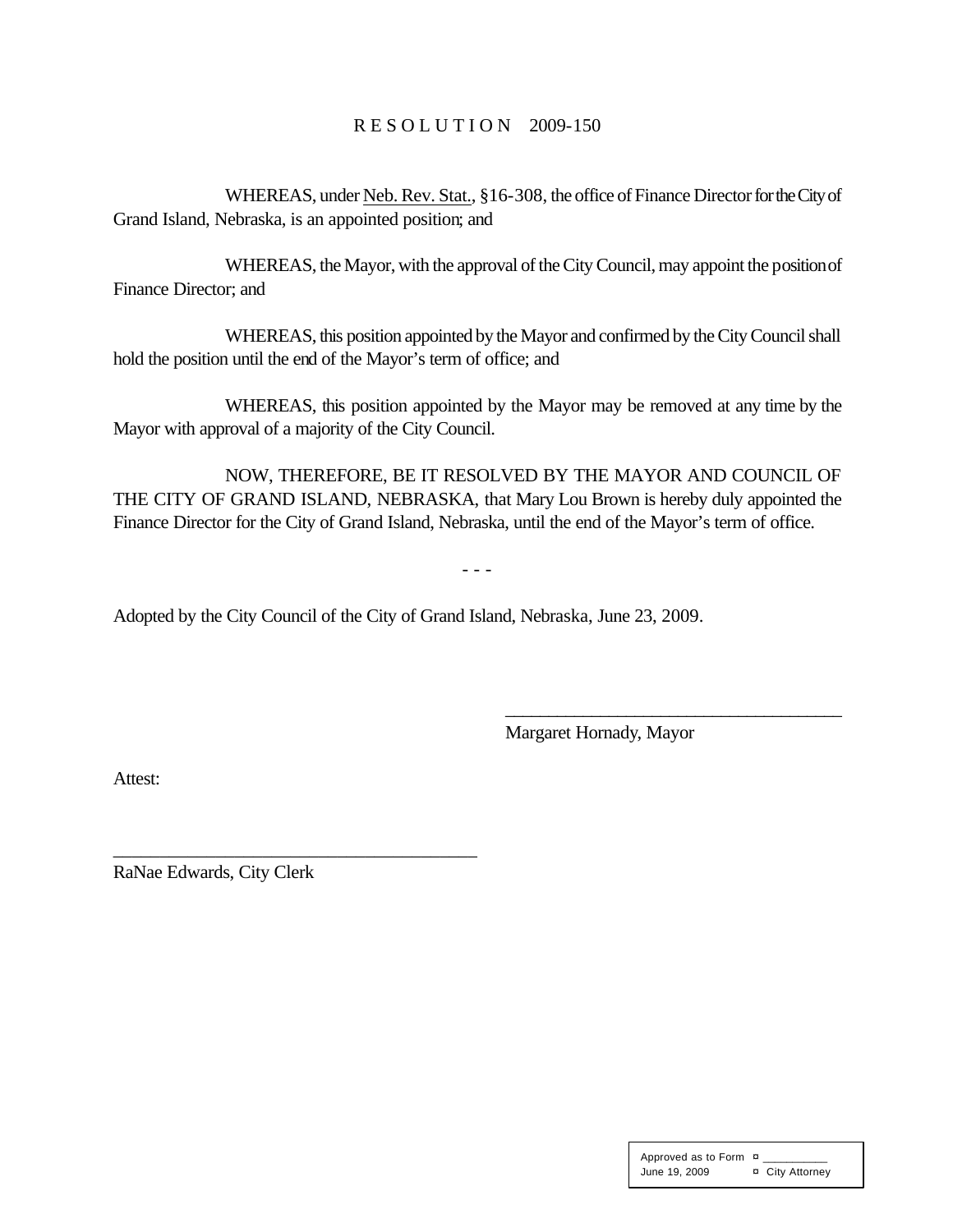# R E S O L U T I O N 2009-150

WHEREAS, under Neb. Rev. Stat., §16-308, the office of Finance Director for the City of Grand Island, Nebraska, is an appointed position; and

WHEREAS, the Mayor, with the approval of the City Council, may appoint the position of Finance Director; and

WHEREAS, this position appointed by the Mayor and confirmed by the City Council shall hold the position until the end of the Mayor's term of office; and

WHEREAS, this position appointed by the Mayor may be removed at any time by the Mayor with approval of a majority of the City Council.

NOW, THEREFORE, BE IT RESOLVED BY THE MAYOR AND COUNCIL OF THE CITY OF GRAND ISLAND, NEBRASKA, that Mary Lou Brown is hereby duly appointed the Finance Director for the City of Grand Island, Nebraska, until the end of the Mayor's term of office.

\- - -

Adopted by the City Council of the City of Grand Island, Nebraska, June 23, 2009.

_____________________________________
Margaret Hornady, Mayor

Attest:

_____________________________________
RaNae Edwards, City Clerk

Approved as to Form ¤ __________
June 19, 2009 ¤ City Attorney